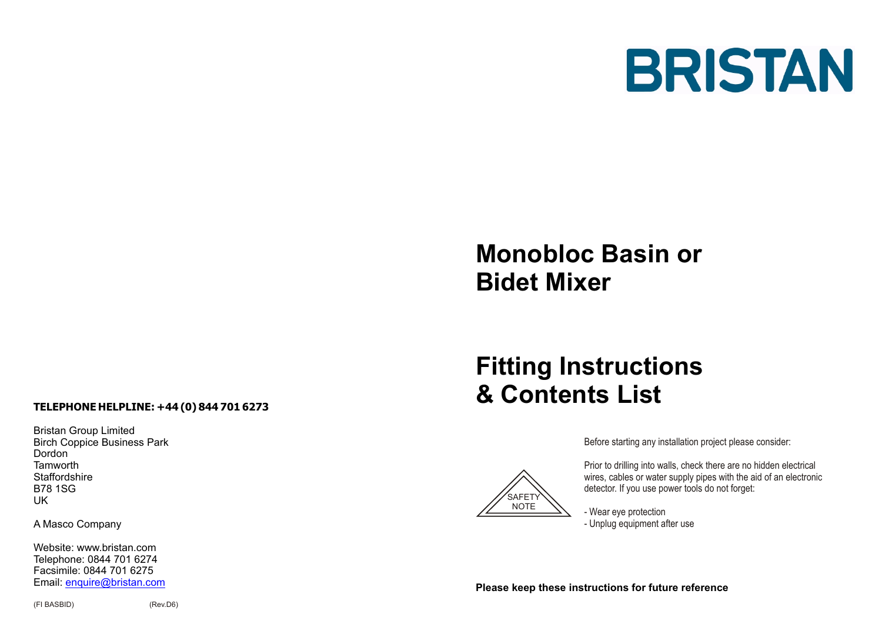# BRISTAN

# Monobloc Basin or Bidet Mixer

# Fitting Instructions & Contents List

SAFETY NOTE

Before starting any installation project please consider:

Prior to drilling into walls, check there are no hidden electrical wires, cables or water supply pipes with the aid of an electronic detector. If you use power tools do not forget:

- Wear eye protection
- Unplug equipment after use

**Please keep these instructions for future reference**

**TELEPHONE HELPLINE: +44 (0) 844 701 6273**

Bristan Group Limited
Birch Coppice Business Park
Dordon
Tamworth
Staffordshire
B78 1SG
UK

A Masco Company

Website: www.bristan.com
Telephone: 0844 701 6274
Facsimile: 0844 701 6275
Email: enquire@bristan.com

(FI BASBID) (Rev.D6)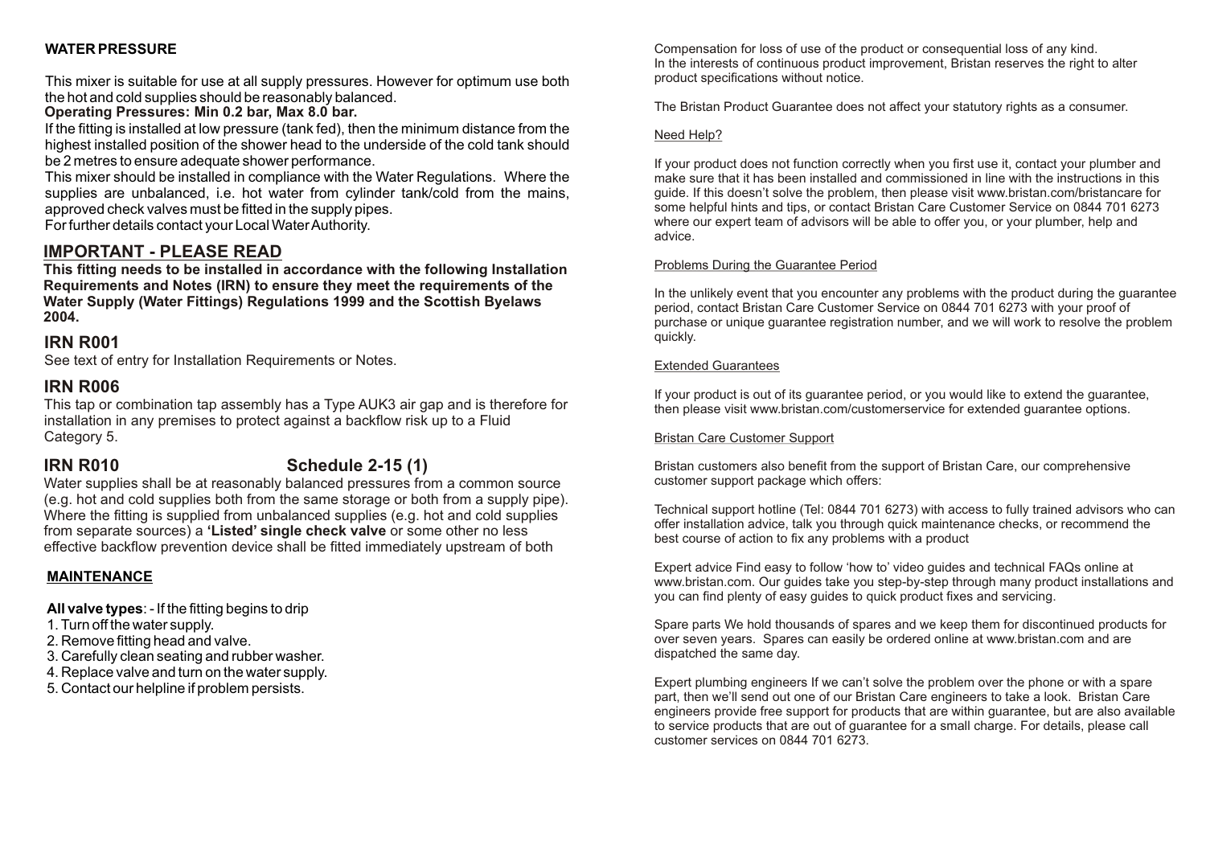**WATER PRESSURE**

This mixer is suitable for use at all supply pressures. However for optimum use both the hot and cold supplies should be reasonably balanced.

**Operating Pressures: Min 0.2 bar, Max 8.0 bar.**

If the fitting is installed at low pressure (tank fed), then the minimum distance from the highest installed position of the shower head to the underside of the cold tank should be 2 metres to ensure adequate shower performance.

This mixer should be installed in compliance with the Water Regulations. Where the supplies are unbalanced, i.e. hot water from cylinder tank/cold from the mains, approved check valves must be fitted in the supply pipes.

For further details contact your Local Water Authority.

## IMPORTANT - PLEASE READ

**This fitting needs to be installed in accordance with the following Installation Requirements and Notes (IRN) to ensure they meet the requirements of the Water Supply (Water Fittings) Regulations 1999 and the Scottish Byelaws 2004.**

## IRN R001

See text of entry for Installation Requirements or Notes.

## IRN R006

This tap or combination tap assembly has a Type AUK3 air gap and is therefore for installation in any premises to protect against a backflow risk up to a Fluid Category 5.

## IRN R010 Schedule 2-15 (1)

Water supplies shall be at reasonably balanced pressures from a common source (e.g. hot and cold supplies both from the same storage or both from a supply pipe). Where the fitting is supplied from unbalanced supplies (e.g. hot and cold supplies from separate sources) a **'Listed' single check valve** or some other no less effective backflow prevention device shall be fitted immediately upstream of both

**MAINTENANCE**

**All valve types**: - If the fitting begins to drip

1. Turn off the water supply.
2. Remove fitting head and valve.
3. Carefully clean seating and rubber washer.
4. Replace valve and turn on the water supply.
5. Contact our helpline if problem persists.

Compensation for loss of use of the product or consequential loss of any kind.
In the interests of continuous product improvement, Bristan reserves the right to alter product specifications without notice.

The Bristan Product Guarantee does not affect your statutory rights as a consumer.

Need Help?

If your product does not function correctly when you first use it, contact your plumber and make sure that it has been installed and commissioned in line with the instructions in this guide. If this doesn't solve the problem, then please visit www.bristan.com/bristancare for some helpful hints and tips, or contact Bristan Care Customer Service on 0844 701 6273 where our expert team of advisors will be able to offer you, or your plumber, help and advice.

Problems During the Guarantee Period

In the unlikely event that you encounter any problems with the product during the guarantee period, contact Bristan Care Customer Service on 0844 701 6273 with your proof of purchase or unique guarantee registration number, and we will work to resolve the problem quickly.

Extended Guarantees

If your product is out of its guarantee period, or you would like to extend the guarantee, then please visit www.bristan.com/customerservice for extended guarantee options.

Bristan Care Customer Support

Bristan customers also benefit from the support of Bristan Care, our comprehensive customer support package which offers:

Technical support hotline (Tel: 0844 701 6273) with access to fully trained advisors who can offer installation advice, talk you through quick maintenance checks, or recommend the best course of action to fix any problems with a product

Expert advice Find easy to follow 'how to' video guides and technical FAQs online at www.bristan.com. Our guides take you step-by-step through many product installations and you can find plenty of easy guides to quick product fixes and servicing.

Spare parts We hold thousands of spares and we keep them for discontinued products for over seven years. Spares can easily be ordered online at www.bristan.com and are dispatched the same day.

Expert plumbing engineers If we can't solve the problem over the phone or with a spare part, then we'll send out one of our Bristan Care engineers to take a look. Bristan Care engineers provide free support for products that are within guarantee, but are also available to service products that are out of guarantee for a small charge. For details, please call customer services on 0844 701 6273.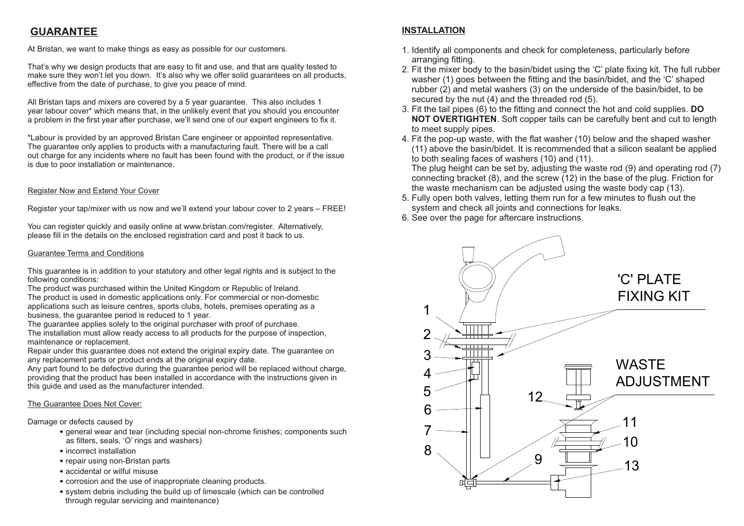## GUARANTEE

At Bristan, we want to make things as easy as possible for our customers.

That's why we design products that are easy to fit and use, and that are quality tested to make sure they won't let you down. It's also why we offer solid guarantees on all products, effective from the date of purchase, to give you peace of mind.

All Bristan taps and mixers are covered by a 5 year guarantee. This also includes 1 year labour cover* which means that, in the unlikely event that you should you encounter a problem in the first year after purchase, we'll send one of our expert engineers to fix it.

*Labour is provided by an approved Bristan Care engineer or appointed representative. The guarantee only applies to products with a manufacturing fault. There will be a call out charge for any incidents where no fault has been found with the product, or if the issue is due to poor installation or maintenance.

### Register Now and Extend Your Cover

Register your tap/mixer with us now and we'll extend your labour cover to 2 years – FREE!

You can register quickly and easily online at www.bristan.com/register. Alternatively, please fill in the details on the enclosed registration card and post it back to us.

### Guarantee Terms and Conditions

This guarantee is in addition to your statutory and other legal rights and is subject to the following conditions:

The product was purchased within the United Kingdom or Republic of Ireland.

The product is used in domestic applications only. For commercial or non-domestic applications such as leisure centres, sports clubs, hotels, premises operating as a business, the guarantee period is reduced to 1 year.

The guarantee applies solely to the original purchaser with proof of purchase.

The installation must allow ready access to all products for the purpose of inspection, maintenance or replacement.

Repair under this guarantee does not extend the original expiry date. The guarantee on any replacement parts or product ends at the original expiry date.

Any part found to be defective during the guarantee period will be replaced without charge, providing that the product has been installed in accordance with the instructions given in this guide and used as the manufacturer intended.

### The Guarantee Does Not Cover:

Damage or defects caused by

- general wear and tear (including special non-chrome finishes; components such as filters, seals, 'O' rings and washers)
- incorrect installation
- repair using non-Bristan parts
- accidental or wilful misuse
- corrosion and the use of inappropriate cleaning products.
- system debris including the build up of limescale (which can be controlled through regular servicing and maintenance)

## INSTALLATION

1. Identify all components and check for completeness, particularly before arranging fitting.
2. Fit the mixer body to the basin/bidet using the 'C' plate fixing kit. The full rubber washer (1) goes between the fitting and the basin/bidet, and the 'C' shaped rubber (2) and metal washers (3) on the underside of the basin/bidet, to be secured by the nut (4) and the threaded rod (5).
3. Fit the tail pipes (6) to the fitting and connect the hot and cold supplies. **DO NOT OVERTIGHTEN**. Soft copper tails can be carefully bent and cut to length to meet supply pipes.
4. Fit the pop-up waste, with the flat washer (10) below and the shaped washer (11) above the basin/bidet. It is recommended that a silicon sealant be applied to both sealing faces of washers (10) and (11).
   The plug height can be set by, adjusting the waste rod (9) and operating rod (7) connecting bracket (8), and the screw (12) in the base of the plug. Friction for the waste mechanism can be adjusted using the waste body cap (13).
5. Fully open both valves, letting them run for a few minutes to flush out the system and check all joints and connections for leaks.
6. See over the page for aftercare instructions.

'C' PLATE FIXING KIT

WASTE ADJUSTMENT

1 2 3 4 5 6 7 8 9 10 11 12 13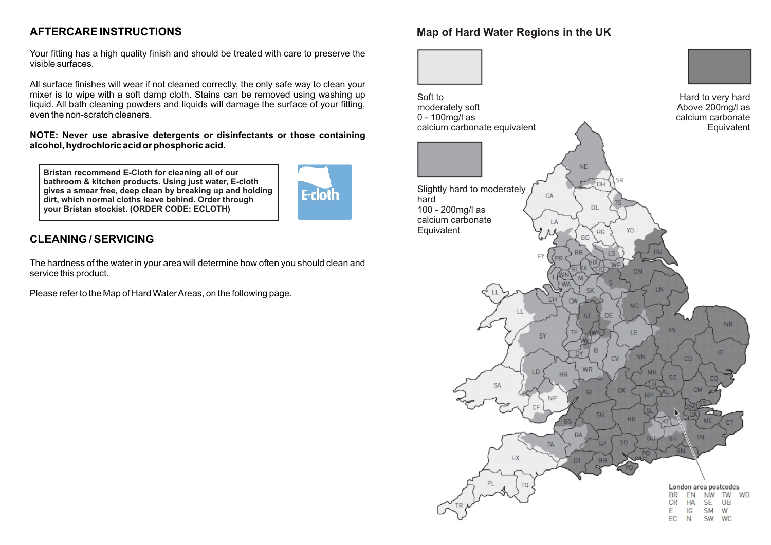## AFTERCARE INSTRUCTIONS

Your fitting has a high quality finish and should be treated with care to preserve the visible surfaces.

All surface finishes will wear if not cleaned correctly, the only safe way to clean your mixer is to wipe with a soft damp cloth. Stains can be removed using washing up liquid. All bath cleaning powders and liquids will damage the surface of your fitting, even the non-scratch cleaners.

**NOTE: Never use abrasive detergents or disinfectants or those containing alcohol, hydrochloric acid or phosphoric acid.**

**Bristan recommend E-Cloth for cleaning all of our bathroom & kitchen products. Using just water, E-cloth gives a smear free, deep clean by breaking up and holding dirt, which normal cloths leave behind. Order through your Bristan stockist. (ORDER CODE: ECLOTH)**

E-cloth

## CLEANING / SERVICING

The hardness of the water in your area will determine how often you should clean and service this product.

Please refer to the Map of Hard Water Areas, on the following page.

## Map of Hard Water Regions in the UK

Soft to moderately soft
0 - 100mg/l as calcium carbonate equivalent

Slightly hard to moderately hard
100 - 200mg/l as calcium carbonate Equivalent

Hard to very hard
Above 200mg/l as calcium carbonate Equivalent

NE, SR, DH, CA, TS, DL, LA, YO, HG, BD, FY, BB, LS, PR, HX, HU, WF, BL, OL, HD, WN, DN, M, L, WA, S, LL, SK, LN, CH, CW, NG, ST, DE, LL, NR, TF, SY, WS, LE, PE, WV, IP, DY, B, CV, NN, CB, LD, WR, HR, MK, SG, CO, LU, SA, GL, OX, AL, HP, CM, NP, SS, RM, CF, SL, DA, SN, ME, CT, RG, KT, BS, GU, RH, TN, BA, TA, SP, SO, BN, PO, DT, BH, PO, EX, TQ, PL, TR

London area postcodes
BR EN NW TW WD
CR HA SE UB
E IG SM W
EC N SW WC